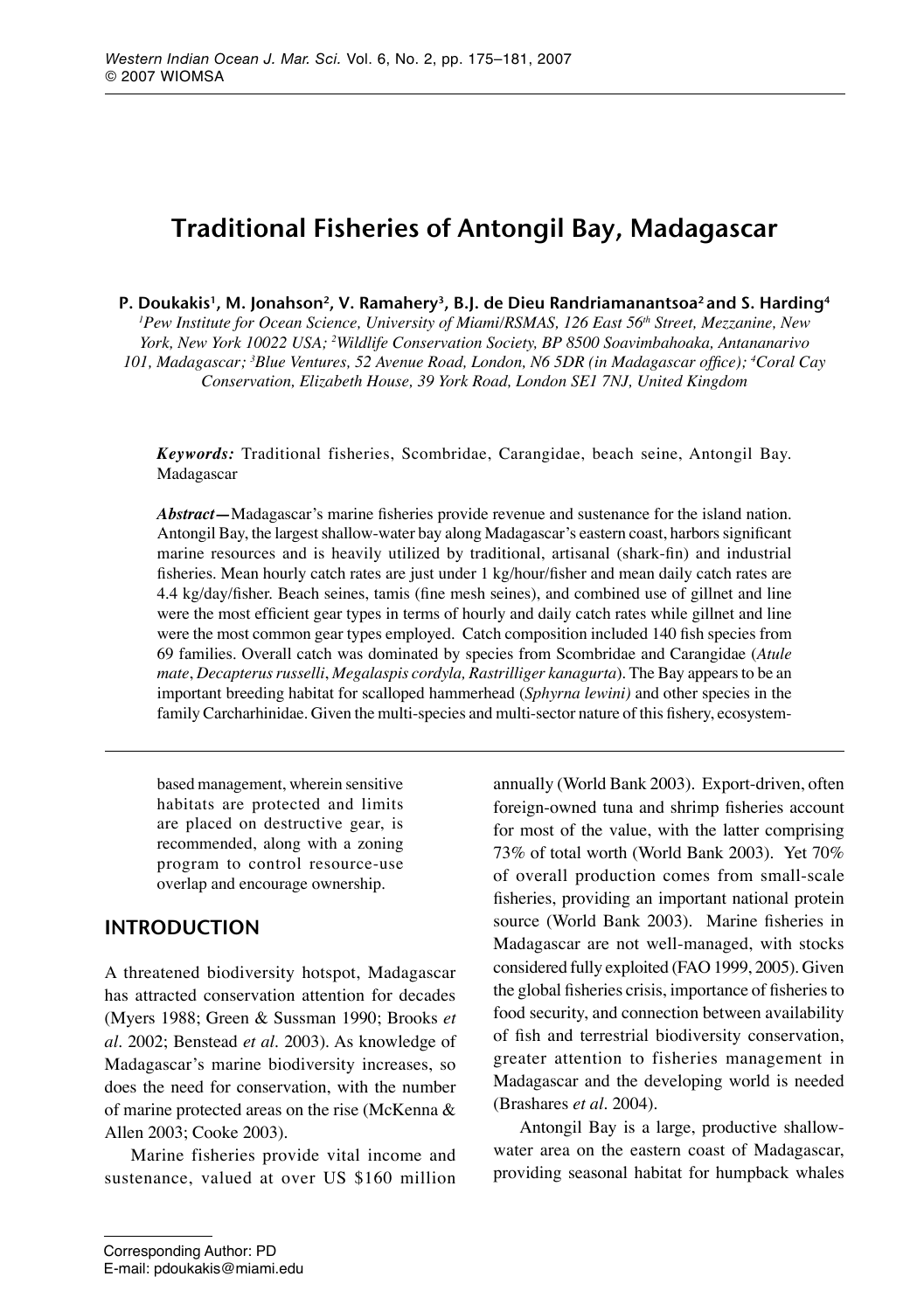# Traditional Fisheries of Antongil Bay, Madagascar

**P. Doukakis[1], M. Jonahson[2], V. Ramahery[3], B.J. de Dieu Randriamanantsoa[2] and S. Harding[4]**

[1]*Pew Institute for Ocean Science, University of Miami/RSMAS, 126 East 56th Street, Mezzanine, New York, New York 10022 USA;* [2]*Wildlife Conservation Society, BP 8500 Soavimbahoaka, Antananarivo 101, Madagascar;* [3]*Blue Ventures, 52 Avenue Road, London, N6 5DR (in Madagascar office);* [4]*Coral Cay Conservation, Elizabeth House, 39 York Road, London SE1 7NJ, United Kingdom*

***Keywords:*** Traditional fisheries, Scombridae, Carangidae, beach seine, Antongil Bay. Madagascar

***Abstract—***Madagascar's marine fisheries provide revenue and sustenance for the island nation. Antongil Bay, the largest shallow-water bay along Madagascar's eastern coast, harbors significant marine resources and is heavily utilized by traditional, artisanal (shark-fin) and industrial fisheries. Mean hourly catch rates are just under 1 kg/hour/fisher and mean daily catch rates are 4.4 kg/day/fisher. Beach seines, tamis (fine mesh seines), and combined use of gillnet and line were the most efficient gear types in terms of hourly and daily catch rates while gillnet and line were the most common gear types employed. Catch composition included 140 fish species from 69 families. Overall catch was dominated by species from Scombridae and Carangidae (*Atule mate*, *Decapterus russelli*, *Megalaspis cordyla, Rastrilliger kanagurta*). The Bay appears to be an important breeding habitat for scalloped hammerhead (*Sphyrna lewini)* and other species in the family Carcharhinidae. Given the multi-species and multi-sector nature of this fishery, ecosystem-based management, wherein sensitive habitats are protected and limits are placed on destructive gear, is recommended, along with a zoning program to control resource-use overlap and encourage ownership.

## INTRODUCTION

A threatened biodiversity hotspot, Madagascar has attracted conservation attention for decades (Myers 1988; Green & Sussman 1990; Brooks *et al*. 2002; Benstead *et al*. 2003). As knowledge of Madagascar's marine biodiversity increases, so does the need for conservation, with the number of marine protected areas on the rise (McKenna & Allen 2003; Cooke 2003).

Marine fisheries provide vital income and sustenance, valued at over US $160 million annually (World Bank 2003). Export-driven, often foreign-owned tuna and shrimp fisheries account for most of the value, with the latter comprising 73% of total worth (World Bank 2003). Yet 70% of overall production comes from small-scale fisheries, providing an important national protein source (World Bank 2003). Marine fisheries in Madagascar are not well-managed, with stocks considered fully exploited (FAO 1999, 2005). Given the global fisheries crisis, importance of fisheries to food security, and connection between availability of fish and terrestrial biodiversity conservation, greater attention to fisheries management in Madagascar and the developing world is needed (Brashares *et al*. 2004).

Antongil Bay is a large, productive shallow-water area on the eastern coast of Madagascar, providing seasonal habitat for humpback whales

Corresponding Author: PD
E-mail: pdoukakis@miami.edu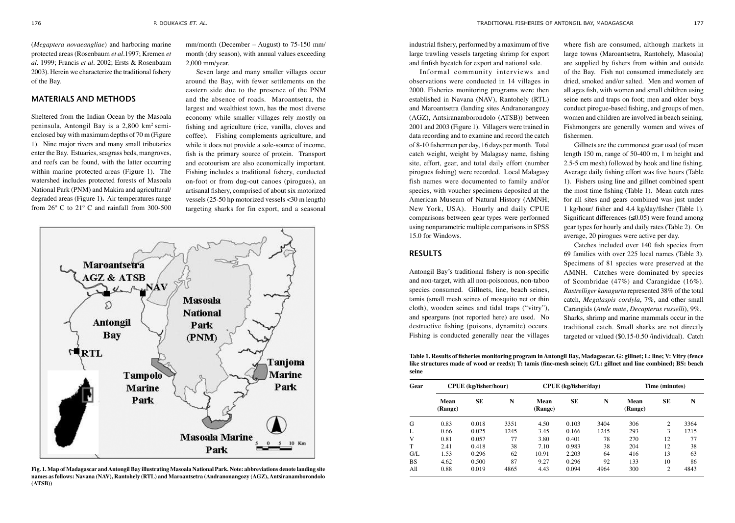(*Megaptera novaeangliae*) and harboring marine protected areas (Rosenbaum *et al.*1997; Kremen *et al.* 1999; Francis *et al.* 2002; Ersts & Rosenbaum 2003). Herein we characterize the traditional fishery of the Bay.

## MATERIALS AND METHODS

Sheltered from the Indian Ocean by the Masoala peninsula, Antongil Bay is a 2,800 km$^2$ semi-enclosed bay with maximum depths of 70 m (Figure 1). Nine major rivers and many small tributaries enter the Bay. Estuaries, seagrass beds, mangroves, and reefs can be found, with the latter occurring within marine protected areas (Figure 1). The watershed includes protected forests of Masoala National Park (PNM) and Makira and agricultural/degraded areas (Figure 1). Air temperatures range from 26° C to 21° C and rainfall from 300-500 mm/month (December – August) to 75-150 mm/month (dry season), with annual values exceeding 2,000 mm/year.

Seven large and many smaller villages occur around the Bay, with fewer settlements on the eastern side due to the presence of the PNM and the absence of roads. Maroantsetra, the largest and wealthiest town, has the most diverse economy while smaller villages rely mostly on fishing and agriculture (rice, vanilla, cloves and coffee). Fishing complements agriculture, and while it does not provide a sole-source of income, fish is the primary source of protein. Transport and ecotourism are also economically important. Fishing includes a traditional fishery, conducted on-foot or from dug-out canoes (pirogues), an artisanal fishery, comprised of about six motorized vessels (25-50 hp motorized vessels <30 m length) targeting sharks for fin export, and a seasonal industrial fishery, performed by a maximum of five large trawling vessels targeting shrimp for export and finfish bycatch for export and national sale.

Informal community interviews and observations were conducted in 14 villages in 2000. Fisheries monitoring programs were then established in Navana (NAV), Rantohely (RTL) and Maroantsetra (landing sites Andranonangozy (AGZ), Antsiranamborondolo (ATSB)) between 2001 and 2003 (Figure 1). Villagers were trained in data recording and to examine and record the catch of 8-10 fishermen per day, 16 days per month. Total catch weight, weight by Malagasy name, fishing site, effort, gear, and total daily effort (number pirogues fishing) were recorded. Local Malagasy fish names were documented to family and/or species, with voucher specimens deposited at the American Museum of Natural History (AMNH; New York, USA). Hourly and daily CPUE comparisons between gear types were performed using nonparametric multiple comparisons in SPSS 15.0 for Windows.

Fig. 1. Map of Madagascar and Antongil Bay illustrating Masoala National Park. Note: abbreviations denote landing site names as follows: Navana (NAV), Rantohely (RTL) and Maroantsetra (Andranonangozy (AGZ), Antsiranamborondolo (ATSB))

## RESULTS

Antongil Bay's traditional fishery is non-specific and non-target, with all non-poisonous, non-taboo species consumed. Gillnets, line, beach seines, tamis (small mesh seines of mosquito net or thin cloth), wooden seines and tidal traps ("vitry"), and spearguns (not reported here) are used. No destructive fishing (poisons, dynamite) occurs. Fishing is conducted generally near the villages where fish are consumed, although markets in large towns (Maroantsetra, Rantohely, Masoala) are supplied by fishers from within and outside of the Bay. Fish not consumed immediately are dried, smoked and/or salted. Men and women of all ages fish, with women and small children using seine nets and traps on foot; men and older boys conduct pirogue-based fishing, and groups of men, women and children are involved in beach seining. Fishmongers are generally women and wives of fishermen.

Gillnets are the commonest gear used (of mean length 150 m, range of 50-400 m, 1 m height and 2.5-5 cm mesh) followed by hook and line fishing. Average daily fishing effort was five hours (Table 1). Fishers using line and gillnet combined spent the most time fishing (Table 1). Mean catch rates for all sites and gears combined was just under 1 kg/hour/ fisher and 4.4 kg/day/fisher (Table 1). Significant differences (≤0.05) were found among gear types for hourly and daily rates (Table 2). On average, 20 pirogues were active per day.

Catches included over 140 fish species from 69 families with over 225 local names (Table 3). Specimens of 81 species were preserved at the AMNH. Catches were dominated by species of Scombridae (47%) and Carangidae (16%). *Rastrelliger kanagurta* represented 38% of the total catch, *Megalaspis cordyla*, 7%, and other small Carangids (*Atule mate*, *Decapterus russelli*), 9%. Sharks, shrimp and marine mammals occur in the traditional catch. Small sharks are not directly targeted or valued ($0.15-0.50 /individual). Catch

**Table 1. Results of fisheries monitoring program in Antongil Bay, Madagascar. G: gillnet; L: line; V: Vitry (fence like structures made of wood or reeds); T: tamis (fine-mesh seine); G/L: gillnet and line combined; BS: beach seine**

| Gear | CPUE (kg/fisher/hour) | | | CPUE (kg/fisher/day) | | | Time (minutes) | | |
|---|---|---|---|---|---|---|---|---|---|
| | Mean (Range) | SE | N | Mean (Range) | SE | N | Mean (Range) | SE | N |
| G | 0.83 | 0.018 | 3351 | 4.50 | 0.103 | 3404 | 306 | 2 | 3364 |
| L | 0.66 | 0.025 | 1245 | 3.45 | 0.166 | 1245 | 293 | 3 | 1215 |
| V | 0.81 | 0.057 | 77 | 3.80 | 0.401 | 78 | 270 | 12 | 77 |
| T | 2.41 | 0.418 | 38 | 7.10 | 0.983 | 38 | 204 | 12 | 38 |
| G/L | 1.53 | 0.296 | 62 | 10.91 | 2.203 | 64 | 416 | 13 | 63 |
| BS | 4.62 | 0.500 | 87 | 9.27 | 0.296 | 92 | 133 | 10 | 86 |
| All | 0.88 | 0.019 | 4865 | 4.43 | 0.094 | 4964 | 300 | 2 | 4843 |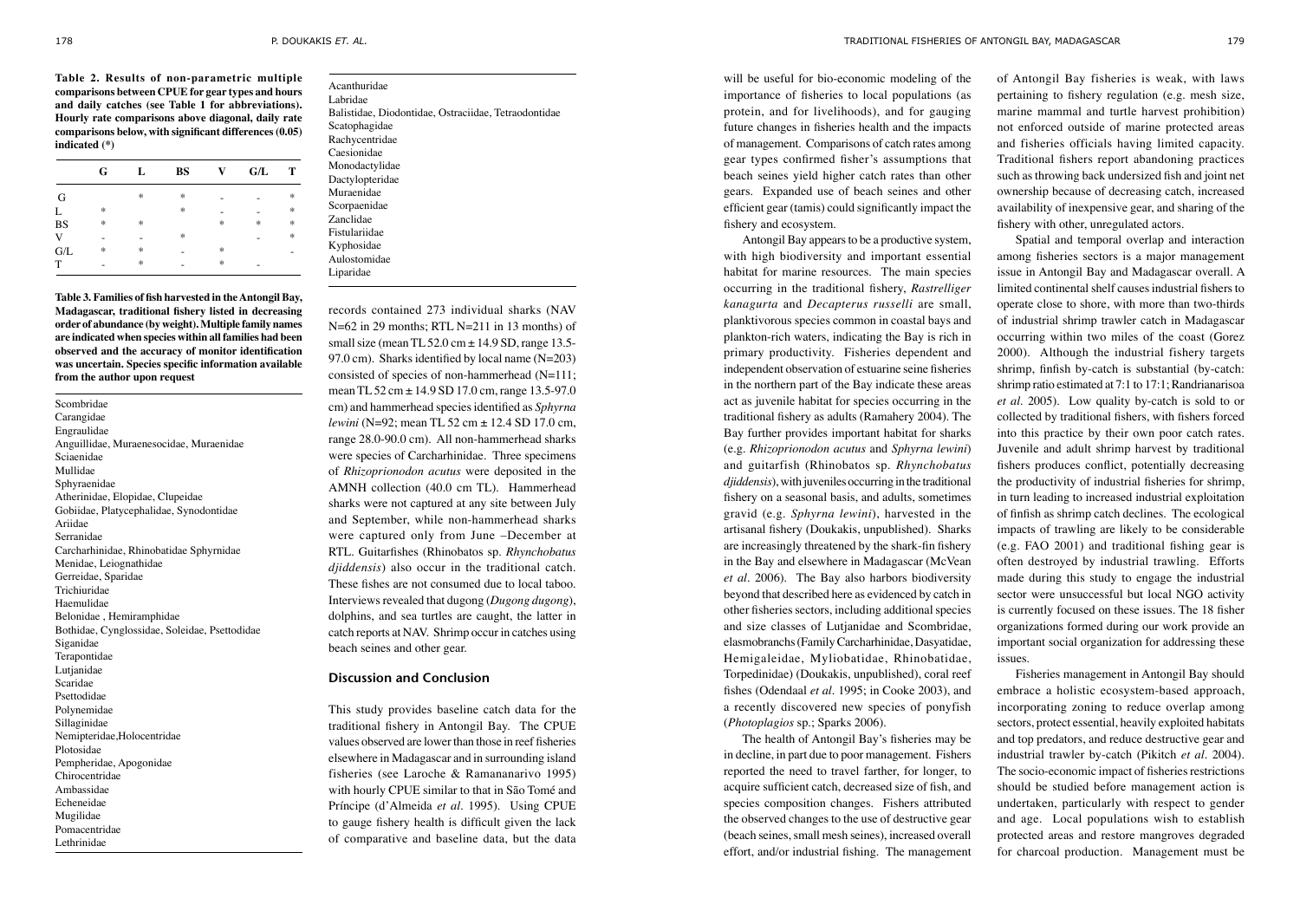**Table 2. Results of non-parametric multiple comparisons between CPUE for gear types and hours and daily catches (see Table 1 for abbreviations). Hourly rate comparisons above diagonal, daily rate comparisons below, with significant differences (0.05) indicated (*)**

| | G | L | BS | V | G/L | T |
|---|---|---|---|---|---|---|
| G | | * | * | - | - | * |
| L | * | | * | - | - | * |
| BS | * | * | | * | * | * |
| V | - | - | * | | - | * |
| G/L | * | * | - | * | | - |
| T | - | * | - | * | - | |

**Table 3. Families of fish harvested in the Antongil Bay, Madagascar, traditional fishery listed in decreasing order of abundance (by weight). Multiple family names are indicated when species within all families had been observed and the accuracy of monitor identification was uncertain. Species specific information available from the author upon request**

| |
|---|
| Scombridae |
| Carangidae |
| Engraulidae |
| Anguillidae, Muraenesocidae, Muraenidae |
| Sciaenidae |
| Mullidae |
| Sphyraenidae |
| Atherinidae, Elopidae, Clupeidae |
| Gobiidae, Platycephalidae, Synodontidae |
| Ariidae |
| Serranidae |
| Carcharhinidae, Rhinobatidae Sphyrnidae |
| Menidae, Leiognathidae |
| Gerreidae, Sparidae |
| Trichiuridae |
| Haemulidae |
| Belonidae , Hemiramphidae |
| Bothidae, Cynglossidae, Soleidae, Psettodidae |
| Siganidae |
| Terapontidae |
| Lutjanidae |
| Scaridae |
| Psettodidae |
| Polynemidae |
| Sillaginidae |
| Nemipteridae,Holocentridae |
| Plotosidae |
| Pempheridae, Apogonidae |
| Chirocentridae |
| Ambassidae |
| Echeneidae |
| Mugilidae |
| Pomacentridae |
| Lethrinidae |
| Acanthuridae |
| Labridae |
| Balistidae, Diodontidae, Ostraciidae, Tetraodontidae |
| Scatophagidae |
| Rachycentridae |
| Caesionidae |
| Monodactylidae |
| Dactylopteridae |
| Muraenidae |
| Scorpaenidae |
| Zanclidae |
| Fistulariidae |
| Kyphosidae |
| Aulostomidae |
| Liparidae |

records contained 273 individual sharks (NAV N=62 in 29 months; RTL N=211 in 13 months) of small size (mean TL 52.0 cm ± 14.9 SD, range 13.5-97.0 cm). Sharks identified by local name (N=203) consisted of species of non-hammerhead (N=111; mean TL 52 cm ± 14.9 SD 17.0 cm, range 13.5-97.0 cm) and hammerhead species identified as *Sphyrna lewini* (N=92; mean TL 52 cm ± 12.4 SD 17.0 cm, range 28.0-90.0 cm). All non-hammerhead sharks were species of Carcharhinidae. Three specimens of *Rhizoprionodon acutus* were deposited in the AMNH collection (40.0 cm TL). Hammerhead sharks were not captured at any site between July and September, while non-hammerhead sharks were captured only from June –December at RTL. Guitarfishes (Rhinobatos sp. *Rhynchobatus djiddensis*) also occur in the traditional catch. These fishes are not consumed due to local taboo. Interviews revealed that dugong (*Dugong dugong*), dolphins, and sea turtles are caught, the latter in catch reports at NAV. Shrimp occur in catches using beach seines and other gear.

## Discussion and Conclusion

This study provides baseline catch data for the traditional fishery in Antongil Bay. The CPUE values observed are lower than those in reef fisheries elsewhere in Madagascar and in surrounding island fisheries (see Laroche & Ramananarivo 1995) with hourly CPUE similar to that in São Tomé and Príncipe (d'Almeida *et al*. 1995). Using CPUE to gauge fishery health is difficult given the lack of comparative and baseline data, but the data will be useful for bio-economic modeling of the importance of fisheries to local populations (as protein, and for livelihoods), and for gauging future changes in fisheries health and the impacts of management. Comparisons of catch rates among gear types confirmed fisher's assumptions that beach seines yield higher catch rates than other gears. Expanded use of beach seines and other efficient gear (tamis) could significantly impact the fishery and ecosystem.

Antongil Bay appears to be a productive system, with high biodiversity and important essential habitat for marine resources. The main species occurring in the traditional fishery, *Rastrelliger kanagurta* and *Decapterus russelli* are small, planktivorous species common in coastal bays and plankton-rich waters, indicating the Bay is rich in primary productivity. Fisheries dependent and independent observation of estuarine seine fisheries in the northern part of the Bay indicate these areas act as juvenile habitat for species occurring in the traditional fishery as adults (Ramahery 2004). The Bay further provides important habitat for sharks (e.g. *Rhizoprionodon acutus* and *Sphyrna lewini*) and guitarfish (Rhinobatos sp. *Rhynchobatus djiddensis*), with juveniles occurring in the traditional fishery on a seasonal basis, and adults, sometimes gravid (e.g. *Sphyrna lewini*), harvested in the artisanal fishery (Doukakis, unpublished). Sharks are increasingly threatened by the shark-fin fishery in the Bay and elsewhere in Madagascar (McVean *et al*. 2006). The Bay also harbors biodiversity beyond that described here as evidenced by catch in other fisheries sectors, including additional species and size classes of Lutjanidae and Scombridae, elasmobranchs (Family Carcharhinidae, Dasyatidae, Hemigaleidae, Myliobatidae, Rhinobatidae, Torpedinidae) (Doukakis, unpublished), coral reef fishes (Odendaal *et al*. 1995; in Cooke 2003), and a recently discovered new species of ponyfish (*Photoplagios* sp.; Sparks 2006).

The health of Antongil Bay's fisheries may be in decline, in part due to poor management. Fishers reported the need to travel farther, for longer, to acquire sufficient catch, decreased size of fish, and species composition changes. Fishers attributed the observed changes to the use of destructive gear (beach seines, small mesh seines), increased overall effort, and/or industrial fishing. The management of Antongil Bay fisheries is weak, with laws pertaining to fishery regulation (e.g. mesh size, marine mammal and turtle harvest prohibition) not enforced outside of marine protected areas and fisheries officials having limited capacity. Traditional fishers report abandoning practices such as throwing back undersized fish and joint net ownership because of decreasing catch, increased availability of inexpensive gear, and sharing of the fishery with other, unregulated actors.

Spatial and temporal overlap and interaction among fisheries sectors is a major management issue in Antongil Bay and Madagascar overall. A limited continental shelf causes industrial fishers to operate close to shore, with more than two-thirds of industrial shrimp trawler catch in Madagascar occurring within two miles of the coast (Gorez 2000). Although the industrial fishery targets shrimp, finfish by-catch is substantial (by-catch: shrimp ratio estimated at 7:1 to 17:1; Randrianarisoa *et al*. 2005). Low quality by-catch is sold to or collected by traditional fishers, with fishers forced into this practice by their own poor catch rates. Juvenile and adult shrimp harvest by traditional fishers produces conflict, potentially decreasing the productivity of industrial fisheries for shrimp, in turn leading to increased industrial exploitation of finfish as shrimp catch declines. The ecological impacts of trawling are likely to be considerable (e.g. FAO 2001) and traditional fishing gear is often destroyed by industrial trawling. Efforts made during this study to engage the industrial sector were unsuccessful but local NGO activity is currently focused on these issues. The 18 fisher organizations formed during our work provide an important social organization for addressing these issues.

Fisheries management in Antongil Bay should embrace a holistic ecosystem-based approach, incorporating zoning to reduce overlap among sectors, protect essential, heavily exploited habitats and top predators, and reduce destructive gear and industrial trawler by-catch (Pikitch *et al*. 2004). The socio-economic impact of fisheries restrictions should be studied before management action is undertaken, particularly with respect to gender and age. Local populations wish to establish protected areas and restore mangroves degraded for charcoal production. Management must be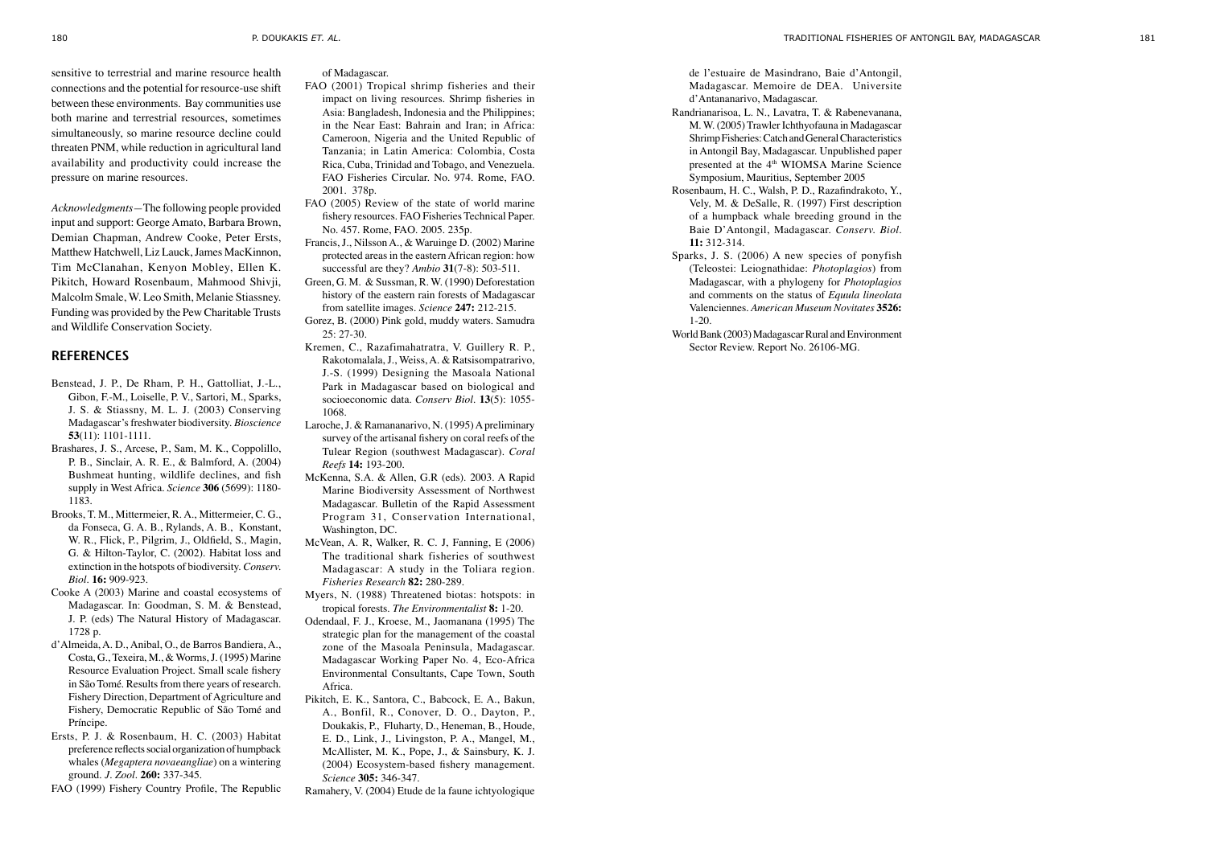sensitive to terrestrial and marine resource health connections and the potential for resource-use shift between these environments. Bay communities use both marine and terrestrial resources, sometimes simultaneously, so marine resource decline could threaten PNM, while reduction in agricultural land availability and productivity could increase the pressure on marine resources.

*Acknowledgments*—The following people provided input and support: George Amato, Barbara Brown, Demian Chapman, Andrew Cooke, Peter Ersts, Matthew Hatchwell, Liz Lauck, James MacKinnon, Tim McClanahan, Kenyon Mobley, Ellen K. Pikitch, Howard Rosenbaum, Mahmood Shivji, Malcolm Smale, W. Leo Smith, Melanie Stiassney. Funding was provided by the Pew Charitable Trusts and Wildlife Conservation Society.

## REFERENCES

Benstead, J. P., De Rham, P. H., Gattolliat, J.-L., Gibon, F.-M., Loiselle, P. V., Sartori, M., Sparks, J. S. & Stiassny, M. L. J. (2003) Conserving Madagascar's freshwater biodiversity. *Bioscience* **53**(11): 1101-1111.

Brashares, J. S., Arcese, P., Sam, M. K., Coppolillo, P. B., Sinclair, A. R. E., & Balmford, A. (2004) Bushmeat hunting, wildlife declines, and fish supply in West Africa. *Science* **306** (5699): 1180-1183.

Brooks, T. M., Mittermeier, R. A., Mittermeier, C. G., da Fonseca, G. A. B., Rylands, A. B., Konstant, W. R., Flick, P., Pilgrim, J., Oldfield, S., Magin, G. & Hilton-Taylor, C. (2002). Habitat loss and extinction in the hotspots of biodiversity. *Conserv. Biol*. **16:** 909-923.

Cooke A (2003) Marine and coastal ecosystems of Madagascar. In: Goodman, S. M. & Benstead, J. P. (eds) The Natural History of Madagascar. 1728 p.

d'Almeida, A. D., Anibal, O., de Barros Bandiera, A., Costa, G., Texeira, M., & Worms, J. (1995) Marine Resource Evaluation Project. Small scale fishery in São Tomé. Results from there years of research. Fishery Direction, Department of Agriculture and Fishery, Democratic Republic of São Tomé and Príncipe.

Ersts, P. J. & Rosenbaum, H. C. (2003) Habitat preference reflects social organization of humpback whales (*Megaptera novaeangliae*) on a wintering ground. *J. Zool*. **260:** 337-345.

FAO (1999) Fishery Country Profile, The Republic of Madagascar.

FAO (2001) Tropical shrimp fisheries and their impact on living resources. Shrimp fisheries in Asia: Bangladesh, Indonesia and the Philippines; in the Near East: Bahrain and Iran; in Africa: Cameroon, Nigeria and the United Republic of Tanzania; in Latin America: Colombia, Costa Rica, Cuba, Trinidad and Tobago, and Venezuela. FAO Fisheries Circular. No. 974. Rome, FAO. 2001. 378p.

FAO (2005) Review of the state of world marine fishery resources. FAO Fisheries Technical Paper. No. 457. Rome, FAO. 2005. 235p.

Francis, J., Nilsson A., & Waruinge D. (2002) Marine protected areas in the eastern African region: how successful are they? *Ambio* **31**(7-8): 503-511.

Green, G. M. & Sussman, R. W. (1990) Deforestation history of the eastern rain forests of Madagascar from satellite images. *Science* **247:** 212-215.

Gorez, B. (2000) Pink gold, muddy waters. Samudra 25: 27-30.

Kremen, C., Razafimahatratra, V. Guillery R. P., Rakotomalala, J., Weiss, A. & Ratsisompatrarivo, J.-S. (1999) Designing the Masoala National Park in Madagascar based on biological and socioeconomic data. *Conserv Biol*. **13**(5): 1055-1068.

Laroche, J. & Ramananarivo, N. (1995) A preliminary survey of the artisanal fishery on coral reefs of the Tulear Region (southwest Madagascar). *Coral Reefs* **14:** 193-200.

McKenna, S.A. & Allen, G.R (eds). 2003. A Rapid Marine Biodiversity Assessment of Northwest Madagascar. Bulletin of the Rapid Assessment Program 31, Conservation International, Washington, DC.

McVean, A. R, Walker, R. C. J, Fanning, E (2006) The traditional shark fisheries of southwest Madagascar: A study in the Toliara region. *Fisheries Research* **82:** 280-289.

Myers, N. (1988) Threatened biotas: hotspots: in tropical forests. *The Environmentalist* **8:** 1-20.

Odendaal, F. J., Kroese, M., Jaomanana (1995) The strategic plan for the management of the coastal zone of the Masoala Peninsula, Madagascar. Madagascar Working Paper No. 4, Eco-Africa Environmental Consultants, Cape Town, South Africa.

Pikitch, E. K., Santora, C., Babcock, E. A., Bakun, A., Bonfil, R., Conover, D. O., Dayton, P., Doukakis, P., Fluharty, D., Heneman, B., Houde, E. D., Link, J., Livingston, P. A., Mangel, M., McAllister, M. K., Pope, J., & Sainsbury, K. J. (2004) Ecosystem-based fishery management. *Science* **305:** 346-347.

Ramahery, V. (2004) Etude de la faune ichtyologique de l'estuaire de Masindrano, Baie d'Antongil, Madagascar. Memoire de DEA. Universite d'Antananarivo, Madagascar.

Randrianarisoa, L. N., Lavatra, T. & Rabenevanana, M. W. (2005) Trawler Ichthyofauna in Madagascar Shrimp Fisheries: Catch and General Characteristics in Antongil Bay, Madagascar. Unpublished paper presented at the 4th WIOMSA Marine Science Symposium, Mauritius, September 2005

Rosenbaum, H. C., Walsh, P. D., Razafindrakoto, Y., Vely, M. & DeSalle, R. (1997) First description of a humpback whale breeding ground in the Baie D'Antongil, Madagascar. *Conserv. Biol*. **11:** 312-314.

Sparks, J. S. (2006) A new species of ponyfish (Teleostei: Leiognathidae: *Photoplagios*) from Madagascar, with a phylogeny for *Photoplagios* and comments on the status of *Equula lineolata* Valenciennes. *American Museum Novitates* **3526:** 1-20.

World Bank (2003) Madagascar Rural and Environment Sector Review. Report No. 26106-MG.